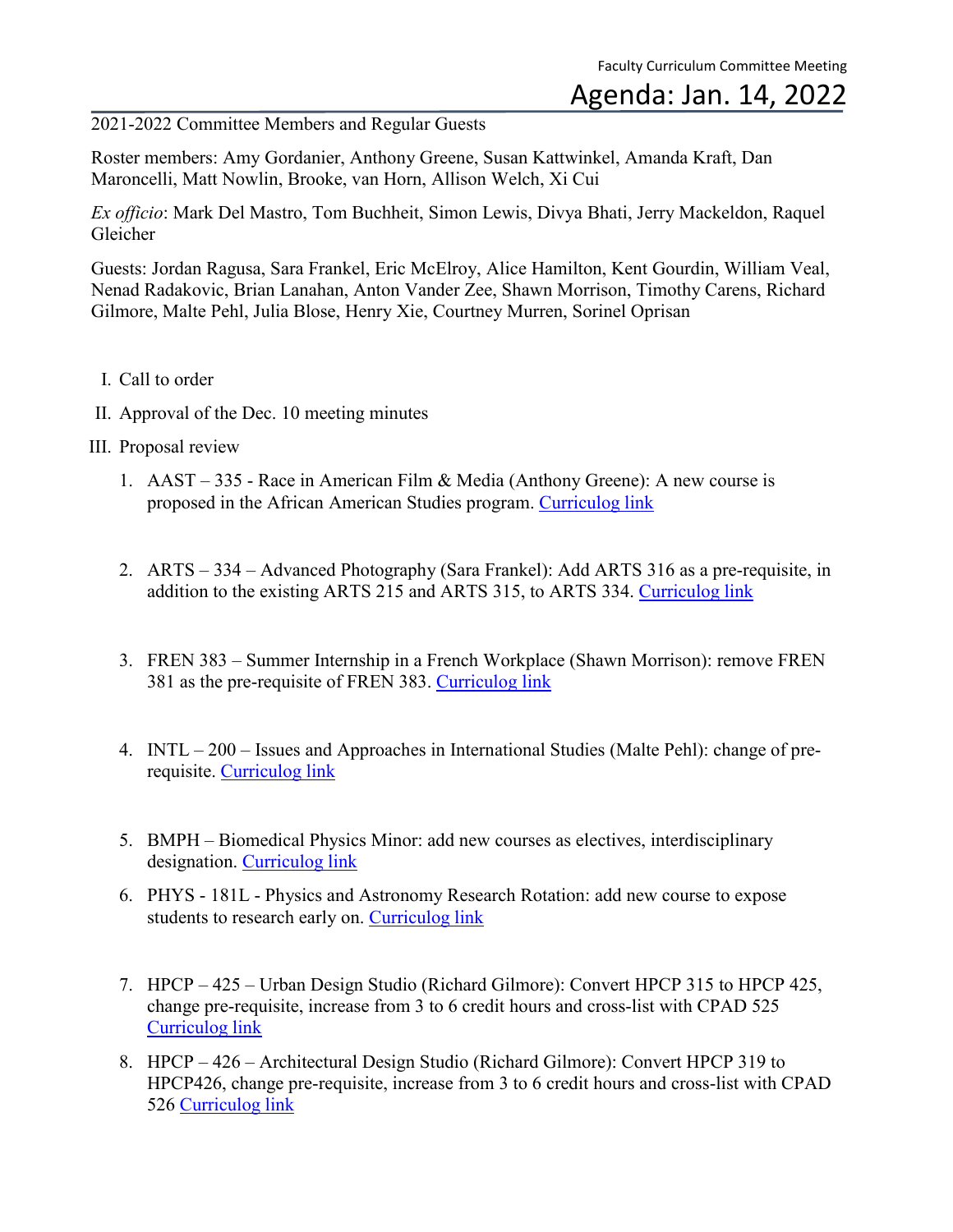Faculty Curriculum Committee Meeting

# Agenda: Jan. 14, 2022

2021-2022 Committee Members and Regular Guests

Roster members: Amy Gordanier, Anthony Greene, Susan Kattwinkel, Amanda Kraft, Dan Maroncelli, Matt Nowlin, Brooke, van Horn, Allison Welch, Xi Cui

*Ex officio*: Mark Del Mastro, Tom Buchheit, Simon Lewis, Divya Bhati, Jerry Mackeldon, Raquel Gleicher

Guests: Jordan Ragusa, Sara Frankel, Eric McElroy, Alice Hamilton, Kent Gourdin, William Veal, Nenad Radakovic, Brian Lanahan, Anton Vander Zee, Shawn Morrison, Timothy Carens, Richard Gilmore, Malte Pehl, Julia Blose, Henry Xie, Courtney Murren, Sorinel Oprisan

I. Call to order

II. Approval of the Dec. 10 meeting minutes

III. Proposal review

1. AAST – 335 - Race in American Film & Media (Anthony Greene): A new course is proposed in the African American Studies program. Curriculog link

2. ARTS – 334 – Advanced Photography (Sara Frankel): Add ARTS 316 as a pre-requisite, in addition to the existing ARTS 215 and ARTS 315, to ARTS 334. Curriculog link

3. FREN 383 – Summer Internship in a French Workplace (Shawn Morrison): remove FREN 381 as the pre-requisite of FREN 383. Curriculog link

4. INTL – 200 – Issues and Approaches in International Studies (Malte Pehl): change of pre-requisite. Curriculog link

5. BMPH – Biomedical Physics Minor: add new courses as electives, interdisciplinary designation. Curriculog link

6. PHYS - 181L - Physics and Astronomy Research Rotation: add new course to expose students to research early on. Curriculog link

7. HPCP – 425 – Urban Design Studio (Richard Gilmore): Convert HPCP 315 to HPCP 425, change pre-requisite, increase from 3 to 6 credit hours and cross-list with CPAD 525 Curriculog link

8. HPCP – 426 – Architectural Design Studio (Richard Gilmore): Convert HPCP 319 to HPCP426, change pre-requisite, increase from 3 to 6 credit hours and cross-list with CPAD 526 Curriculog link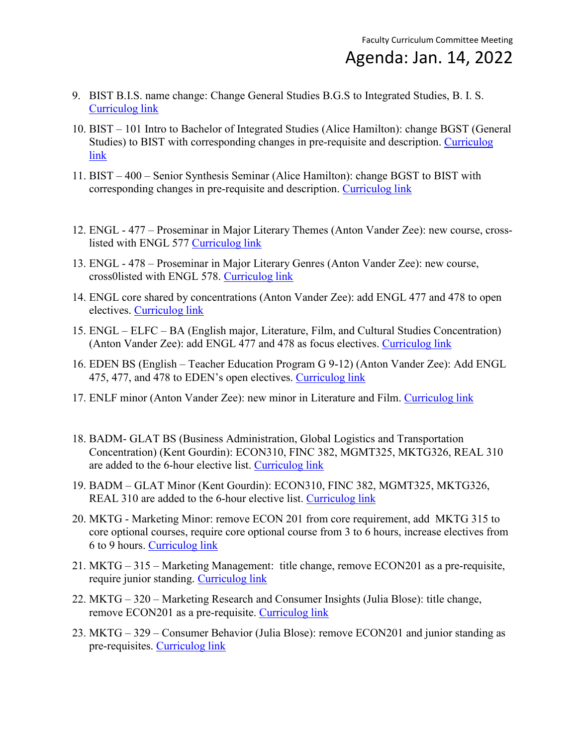9. BIST B.I.S. name change: Change General Studies B.G.S to Integrated Studies, B. I. S. Curriculog link
10. BIST – 101 Intro to Bachelor of Integrated Studies (Alice Hamilton): change BGST (General Studies) to BIST with corresponding changes in pre-requisite and description. Curriculog link
11. BIST – 400 – Senior Synthesis Seminar (Alice Hamilton): change BGST to BIST with corresponding changes in pre-requisite and description. Curriculog link

12. ENGL - 477 – Proseminar in Major Literary Themes (Anton Vander Zee): new course, cross-listed with ENGL 577 Curriculog link
13. ENGL - 478 – Proseminar in Major Literary Genres (Anton Vander Zee): new course, cross0listed with ENGL 578. Curriculog link
14. ENGL core shared by concentrations (Anton Vander Zee): add ENGL 477 and 478 to open electives. Curriculog link
15. ENGL – ELFC – BA (English major, Literature, Film, and Cultural Studies Concentration) (Anton Vander Zee): add ENGL 477 and 478 as focus electives. Curriculog link
16. EDEN BS (English – Teacher Education Program G 9-12) (Anton Vander Zee): Add ENGL 475, 477, and 478 to EDEN's open electives. Curriculog link
17. ENLF minor (Anton Vander Zee): new minor in Literature and Film. Curriculog link

18. BADM- GLAT BS (Business Administration, Global Logistics and Transportation Concentration) (Kent Gourdin): ECON310, FINC 382, MGMT325, MKTG326, REAL 310 are added to the 6-hour elective list. Curriculog link
19. BADM – GLAT Minor (Kent Gourdin): ECON310, FINC 382, MGMT325, MKTG326, REAL 310 are added to the 6-hour elective list. Curriculog link
20. MKTG - Marketing Minor: remove ECON 201 from core requirement, add MKTG 315 to core optional courses, require core optional course from 3 to 6 hours, increase electives from 6 to 9 hours. Curriculog link
21. MKTG – 315 – Marketing Management: title change, remove ECON201 as a pre-requisite, require junior standing. Curriculog link
22. MKTG – 320 – Marketing Research and Consumer Insights (Julia Blose): title change, remove ECON201 as a pre-requisite. Curriculog link
23. MKTG – 329 – Consumer Behavior (Julia Blose): remove ECON201 and junior standing as pre-requisites. Curriculog link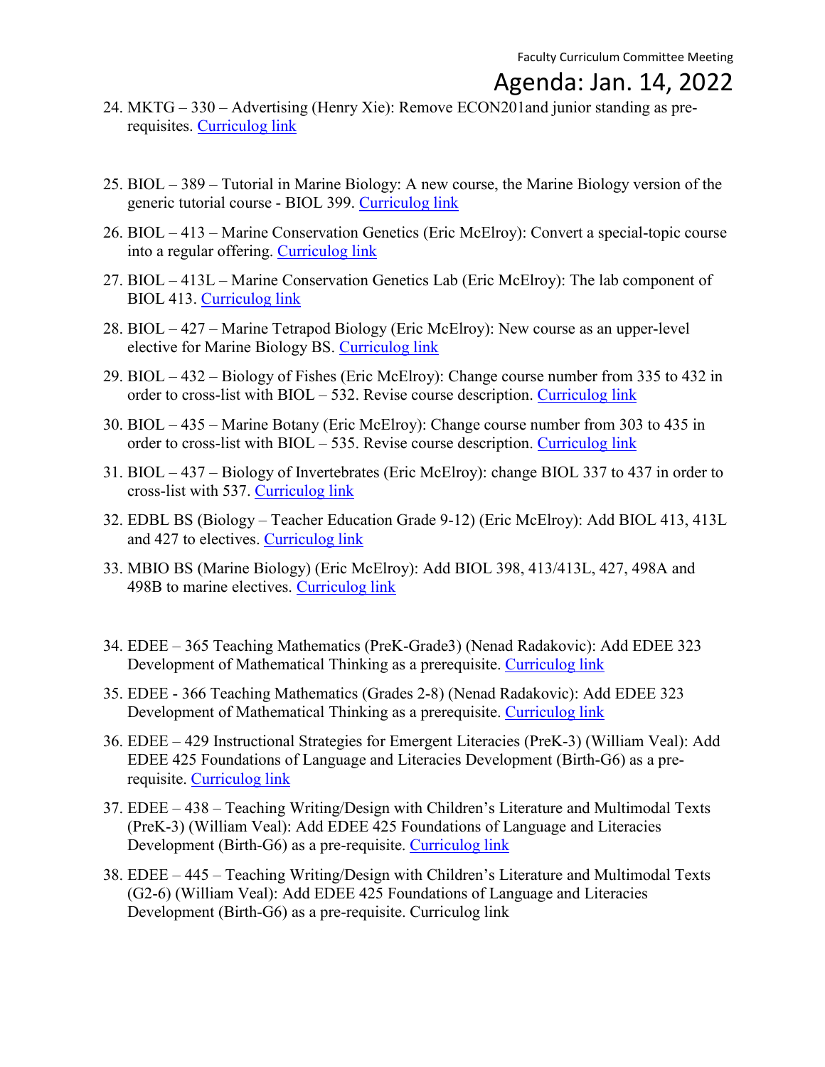24. MKTG – 330 – Advertising (Henry Xie): Remove ECON201and junior standing as pre-requisites. Curriculog link

25. BIOL – 389 – Tutorial in Marine Biology: A new course, the Marine Biology version of the generic tutorial course - BIOL 399. Curriculog link

26. BIOL – 413 – Marine Conservation Genetics (Eric McElroy): Convert a special-topic course into a regular offering. Curriculog link

27. BIOL – 413L – Marine Conservation Genetics Lab (Eric McElroy): The lab component of BIOL 413. Curriculog link

28. BIOL – 427 – Marine Tetrapod Biology (Eric McElroy): New course as an upper-level elective for Marine Biology BS. Curriculog link

29. BIOL – 432 – Biology of Fishes (Eric McElroy): Change course number from 335 to 432 in order to cross-list with BIOL – 532. Revise course description. Curriculog link

30. BIOL – 435 – Marine Botany (Eric McElroy): Change course number from 303 to 435 in order to cross-list with BIOL – 535. Revise course description. Curriculog link

31. BIOL – 437 – Biology of Invertebrates (Eric McElroy): change BIOL 337 to 437 in order to cross-list with 537. Curriculog link

32. EDBL BS (Biology – Teacher Education Grade 9-12) (Eric McElroy): Add BIOL 413, 413L and 427 to electives. Curriculog link

33. MBIO BS (Marine Biology) (Eric McElroy): Add BIOL 398, 413/413L, 427, 498A and 498B to marine electives. Curriculog link

34. EDEE – 365 Teaching Mathematics (PreK-Grade3) (Nenad Radakovic): Add EDEE 323 Development of Mathematical Thinking as a prerequisite. Curriculog link

35. EDEE - 366 Teaching Mathematics (Grades 2-8) (Nenad Radakovic): Add EDEE 323 Development of Mathematical Thinking as a prerequisite. Curriculog link

36. EDEE – 429 Instructional Strategies for Emergent Literacies (PreK-3) (William Veal): Add EDEE 425 Foundations of Language and Literacies Development (Birth-G6) as a pre-requisite. Curriculog link

37. EDEE – 438 – Teaching Writing/Design with Children's Literature and Multimodal Texts (PreK-3) (William Veal): Add EDEE 425 Foundations of Language and Literacies Development (Birth-G6) as a pre-requisite. Curriculog link

38. EDEE – 445 – Teaching Writing/Design with Children's Literature and Multimodal Texts (G2-6) (William Veal): Add EDEE 425 Foundations of Language and Literacies Development (Birth-G6) as a pre-requisite. Curriculog link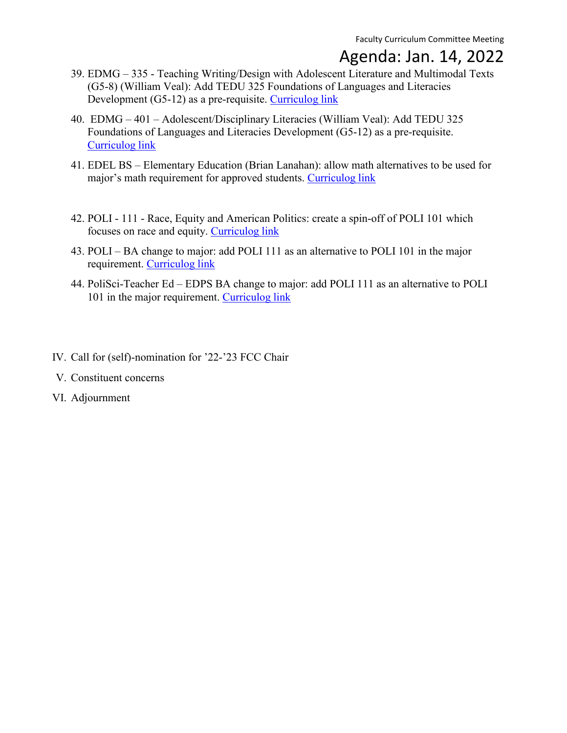39. EDMG – 335 - Teaching Writing/Design with Adolescent Literature and Multimodal Texts (G5-8) (William Veal): Add TEDU 325 Foundations of Languages and Literacies Development (G5-12) as a pre-requisite. Curriculog link

40. EDMG – 401 – Adolescent/Disciplinary Literacies (William Veal): Add TEDU 325 Foundations of Languages and Literacies Development (G5-12) as a pre-requisite. Curriculog link

41. EDEL BS – Elementary Education (Brian Lanahan): allow math alternatives to be used for major's math requirement for approved students. Curriculog link

42. POLI - 111 - Race, Equity and American Politics: create a spin-off of POLI 101 which focuses on race and equity. Curriculog link

43. POLI – BA change to major: add POLI 111 as an alternative to POLI 101 in the major requirement. Curriculog link

44. PoliSci-Teacher Ed – EDPS BA change to major: add POLI 111 as an alternative to POLI 101 in the major requirement. Curriculog link

IV. Call for (self)-nomination for '22-'23 FCC Chair

V. Constituent concerns

VI. Adjournment